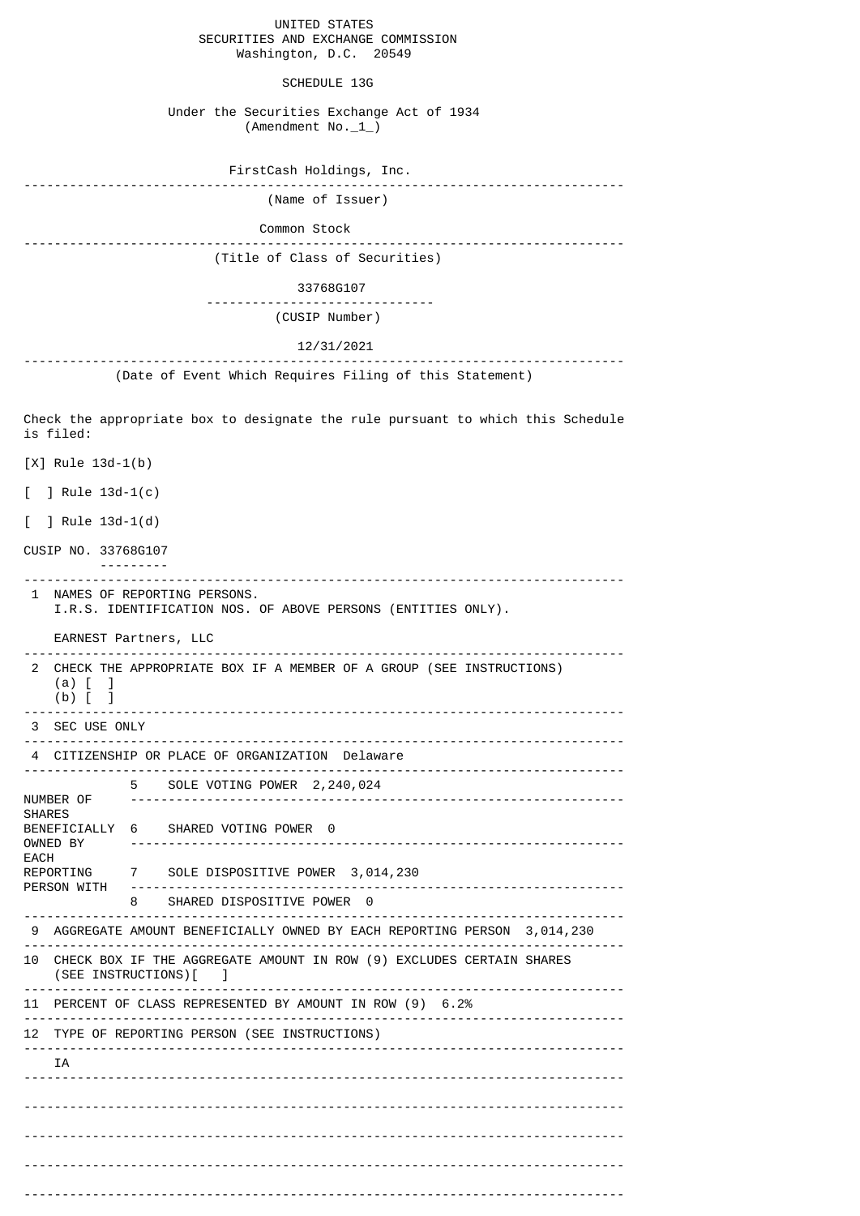UNITED STATES
SECURITIES AND EXCHANGE COMMISSION
Washington, D.C. 20549

SCHEDULE 13G

Under the Securities Exchange Act of 1934
(Amendment No._1_)

FirstCash Holdings, Inc.

(Name of Issuer)

Common Stock

(Title of Class of Securities)

33768G107

(CUSIP Number)

12/31/2021

(Date of Event Which Requires Filing of this Statement)

Check the appropriate box to designate the rule pursuant to which this Schedule is filed:

[X] Rule 13d-1(b)

[  ] Rule 13d-1(c)

[  ] Rule 13d-1(d)

CUSIP NO. 33768G107

| | |
|---|---|
| 1 NAMES OF REPORTING PERSONS. I.R.S. IDENTIFICATION NOS. OF ABOVE PERSONS (ENTITIES ONLY). | EARNEST Partners, LLC |
| 2 CHECK THE APPROPRIATE BOX IF A MEMBER OF A GROUP (SEE INSTRUCTIONS) | (a) [ ] (b) [ ] |
| 3 SEC USE ONLY | |
| 4 CITIZENSHIP OR PLACE OF ORGANIZATION | Delaware |
| NUMBER OF SHARES BENEFICIALLY OWNED BY EACH REPORTING PERSON WITH: 5 SOLE VOTING POWER | 2,240,024 |
| 6 SHARED VOTING POWER | 0 |
| 7 SOLE DISPOSITIVE POWER | 3,014,230 |
| 8 SHARED DISPOSITIVE POWER | 0 |
| 9 AGGREGATE AMOUNT BENEFICIALLY OWNED BY EACH REPORTING PERSON | 3,014,230 |
| 10 CHECK BOX IF THE AGGREGATE AMOUNT IN ROW (9) EXCLUDES CERTAIN SHARES (SEE INSTRUCTIONS) | [ ] |
| 11 PERCENT OF CLASS REPRESENTED BY AMOUNT IN ROW (9) | 6.2% |
| 12 TYPE OF REPORTING PERSON (SEE INSTRUCTIONS) | IA |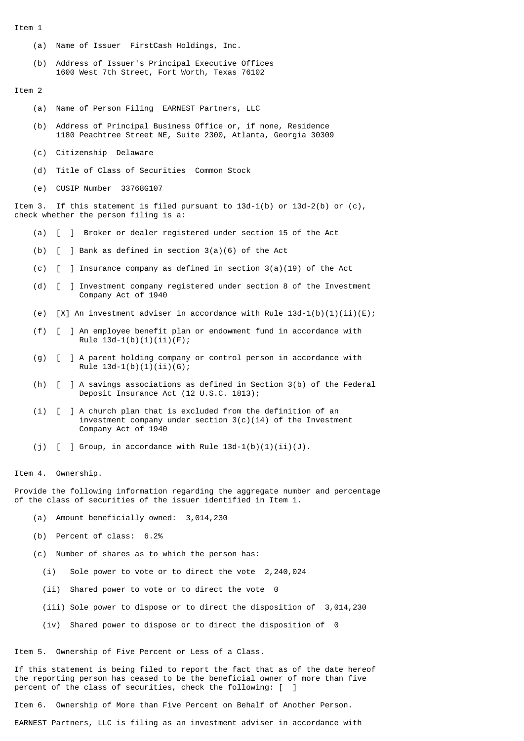Item 1

(a) Name of Issuer FirstCash Holdings, Inc.

(b) Address of Issuer's Principal Executive Offices
1600 West 7th Street, Fort Worth, Texas 76102

Item 2

(a) Name of Person Filing EARNEST Partners, LLC

(b) Address of Principal Business Office or, if none, Residence
1180 Peachtree Street NE, Suite 2300, Atlanta, Georgia 30309

(c) Citizenship Delaware

(d) Title of Class of Securities Common Stock

(e) CUSIP Number 33768G107

Item 3. If this statement is filed pursuant to 13d-1(b) or 13d-2(b) or (c), check whether the person filing is a:

(a) [ ] Broker or dealer registered under section 15 of the Act

(b) [ ] Bank as defined in section 3(a)(6) of the Act

(c) [ ] Insurance company as defined in section 3(a)(19) of the Act

(d) [ ] Investment company registered under section 8 of the Investment Company Act of 1940

(e) [X] An investment adviser in accordance with Rule 13d-1(b)(1)(ii)(E);

(f) [ ] An employee benefit plan or endowment fund in accordance with Rule 13d-1(b)(1)(ii)(F);

(g) [ ] A parent holding company or control person in accordance with Rule 13d-1(b)(1)(ii)(G);

(h) [ ] A savings associations as defined in Section 3(b) of the Federal Deposit Insurance Act (12 U.S.C. 1813);

(i) [ ] A church plan that is excluded from the definition of an investment company under section 3(c)(14) of the Investment Company Act of 1940

(j) [ ] Group, in accordance with Rule 13d-1(b)(1)(ii)(J).

Item 4. Ownership.

Provide the following information regarding the aggregate number and percentage of the class of securities of the issuer identified in Item 1.

(a) Amount beneficially owned: 3,014,230

(b) Percent of class: 6.2%

(c) Number of shares as to which the person has:

(i) Sole power to vote or to direct the vote 2,240,024

(ii) Shared power to vote or to direct the vote 0

(iii) Sole power to dispose or to direct the disposition of 3,014,230

(iv) Shared power to dispose or to direct the disposition of 0

Item 5. Ownership of Five Percent or Less of a Class.

If this statement is being filed to report the fact that as of the date hereof the reporting person has ceased to be the beneficial owner of more than five percent of the class of securities, check the following: [ ]

Item 6. Ownership of More than Five Percent on Behalf of Another Person.

EARNEST Partners, LLC is filing as an investment adviser in accordance with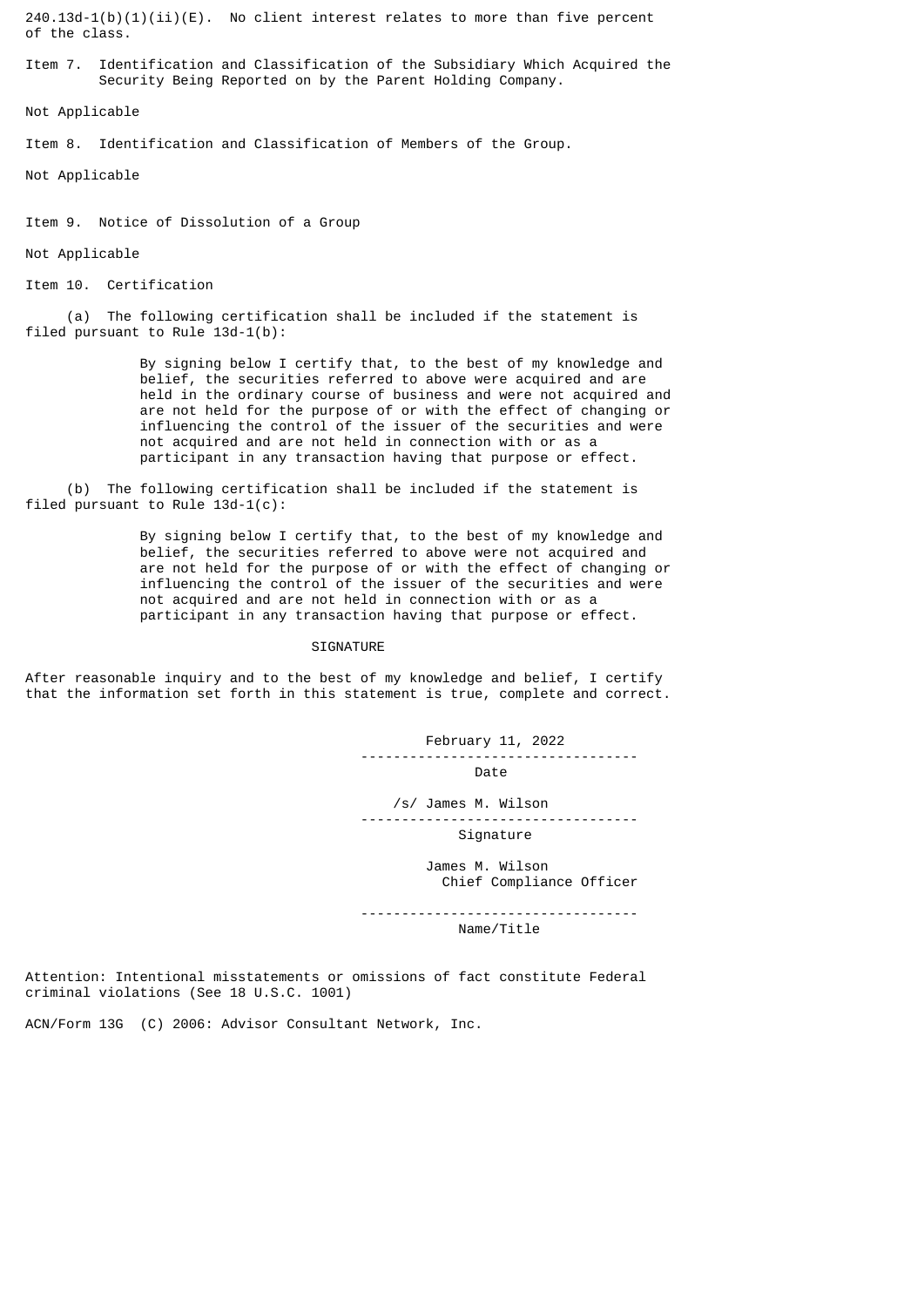240.13d-1(b)(1)(ii)(E). No client interest relates to more than five percent of the class.

Item 7. Identification and Classification of the Subsidiary Which Acquired the Security Being Reported on by the Parent Holding Company.

Not Applicable

Item 8. Identification and Classification of Members of the Group.

Not Applicable

Item 9. Notice of Dissolution of a Group

Not Applicable

Item 10. Certification

(a) The following certification shall be included if the statement is filed pursuant to Rule 13d-1(b):

> By signing below I certify that, to the best of my knowledge and belief, the securities referred to above were acquired and are held in the ordinary course of business and were not acquired and are not held for the purpose of or with the effect of changing or influencing the control of the issuer of the securities and were not acquired and are not held in connection with or as a participant in any transaction having that purpose or effect.

(b) The following certification shall be included if the statement is filed pursuant to Rule 13d-1(c):

> By signing below I certify that, to the best of my knowledge and belief, the securities referred to above were not acquired and are not held for the purpose of or with the effect of changing or influencing the control of the issuer of the securities and were not acquired and are not held in connection with or as a participant in any transaction having that purpose or effect.

SIGNATURE

After reasonable inquiry and to the best of my knowledge and belief, I certify that the information set forth in this statement is true, complete and correct.

February 11, 2022
----------------------------------
Date

/s/ James M. Wilson
----------------------------------
Signature

James M. Wilson
Chief Compliance Officer

----------------------------------
Name/Title

Attention: Intentional misstatements or omissions of fact constitute Federal criminal violations (See 18 U.S.C. 1001)

ACN/Form 13G (C) 2006: Advisor Consultant Network, Inc.